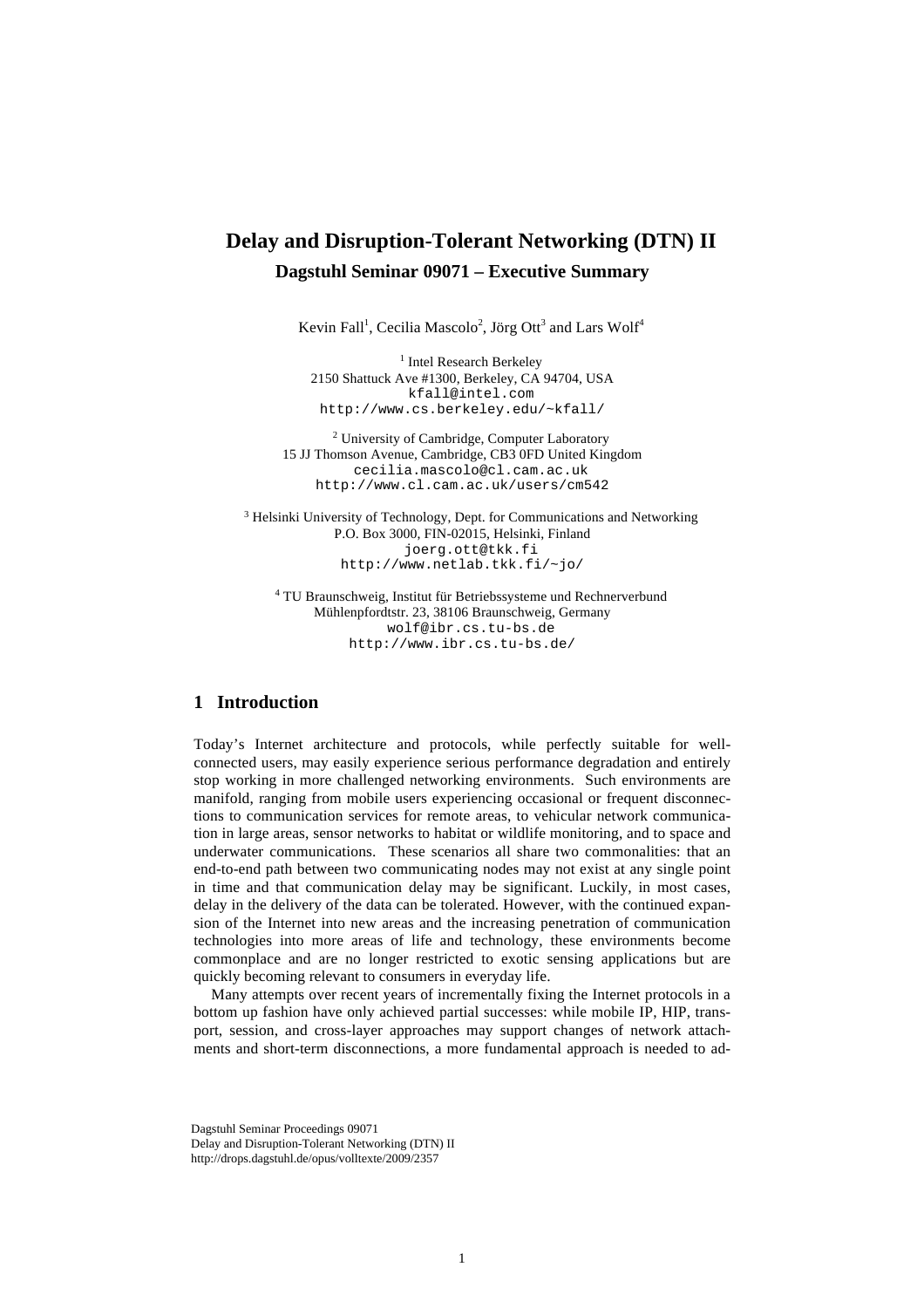# Delay and Disruption-Tolerant Networking (DTN) II

## Dagstuhl Seminar 09071 – Executive Summary

Kevin Fall[1], Cecilia Mascolo[2], Jörg Ott[3] and Lars Wolf[4]

[1] Intel Research Berkeley
2150 Shattuck Ave #1300, Berkeley, CA 94704, USA
kfall@intel.com
http://www.cs.berkeley.edu/~kfall/

[2] University of Cambridge, Computer Laboratory
15 JJ Thomson Avenue, Cambridge, CB3 0FD United Kingdom
cecilia.mascolo@cl.cam.ac.uk
http://www.cl.cam.ac.uk/users/cm542

[3] Helsinki University of Technology, Dept. for Communications and Networking
P.O. Box 3000, FIN-02015, Helsinki, Finland
joerg.ott@tkk.fi
http://www.netlab.tkk.fi/~jo/

[4] TU Braunschweig, Institut für Betriebssysteme und Rechnerverbund
Mühlenpfordtstr. 23, 38106 Braunschweig, Germany
wolf@ibr.cs.tu-bs.de
http://www.ibr.cs.tu-bs.de/

## 1 Introduction

Today's Internet architecture and protocols, while perfectly suitable for well-connected users, may easily experience serious performance degradation and entirely stop working in more challenged networking environments. Such environments are manifold, ranging from mobile users experiencing occasional or frequent disconnections to communication services for remote areas, to vehicular network communication in large areas, sensor networks to habitat or wildlife monitoring, and to space and underwater communications. These scenarios all share two commonalities: that an end-to-end path between two communicating nodes may not exist at any single point in time and that communication delay may be significant. Luckily, in most cases, delay in the delivery of the data can be tolerated. However, with the continued expansion of the Internet into new areas and the increasing penetration of communication technologies into more areas of life and technology, these environments become commonplace and are no longer restricted to exotic sensing applications but are quickly becoming relevant to consumers in everyday life.

Many attempts over recent years of incrementally fixing the Internet protocols in a bottom up fashion have only achieved partial successes: while mobile IP, HIP, transport, session, and cross-layer approaches may support changes of network attachments and short-term disconnections, a more fundamental approach is needed to ad-

Dagstuhl Seminar Proceedings 09071
Delay and Disruption-Tolerant Networking (DTN) II
http://drops.dagstuhl.de/opus/volltexte/2009/2357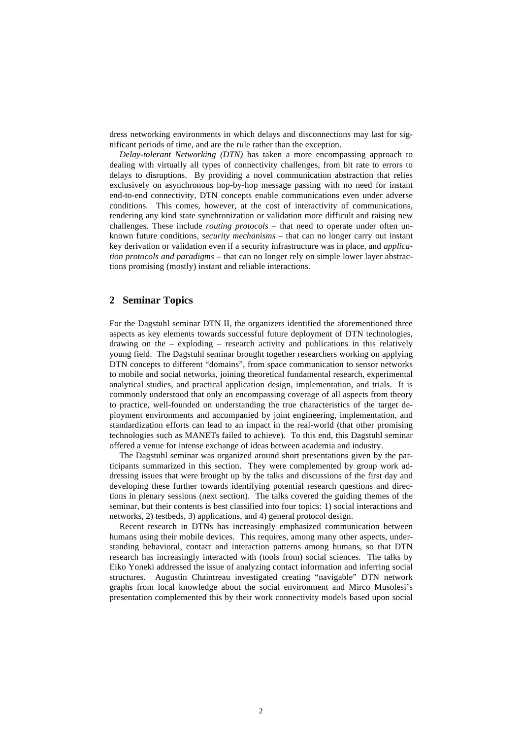dress networking environments in which delays and disconnections may last for significant periods of time, and are the rule rather than the exception.

*Delay-tolerant Networking (DTN)* has taken a more encompassing approach to dealing with virtually all types of connectivity challenges, from bit rate to errors to delays to disruptions. By providing a novel communication abstraction that relies exclusively on asynchronous hop-by-hop message passing with no need for instant end-to-end connectivity, DTN concepts enable communications even under adverse conditions. This comes, however, at the cost of interactivity of communications, rendering any kind state synchronization or validation more difficult and raising new challenges. These include *routing protocols* – that need to operate under often unknown future conditions, *security mechanisms* – that can no longer carry out instant key derivation or validation even if a security infrastructure was in place, and *application protocols and paradigms* – that can no longer rely on simple lower layer abstractions promising (mostly) instant and reliable interactions.

## 2 Seminar Topics

For the Dagstuhl seminar DTN II, the organizers identified the aforementioned three aspects as key elements towards successful future deployment of DTN technologies, drawing on the – exploding – research activity and publications in this relatively young field. The Dagstuhl seminar brought together researchers working on applying DTN concepts to different "domains", from space communication to sensor networks to mobile and social networks, joining theoretical fundamental research, experimental analytical studies, and practical application design, implementation, and trials. It is commonly understood that only an encompassing coverage of all aspects from theory to practice, well-founded on understanding the true characteristics of the target deployment environments and accompanied by joint engineering, implementation, and standardization efforts can lead to an impact in the real-world (that other promising technologies such as MANETs failed to achieve). To this end, this Dagstuhl seminar offered a venue for intense exchange of ideas between academia and industry.

The Dagstuhl seminar was organized around short presentations given by the participants summarized in this section. They were complemented by group work addressing issues that were brought up by the talks and discussions of the first day and developing these further towards identifying potential research questions and directions in plenary sessions (next section). The talks covered the guiding themes of the seminar, but their contents is best classified into four topics: 1) social interactions and networks, 2) testbeds, 3) applications, and 4) general protocol design.

Recent research in DTNs has increasingly emphasized communication between humans using their mobile devices. This requires, among many other aspects, understanding behavioral, contact and interaction patterns among humans, so that DTN research has increasingly interacted with (tools from) social sciences. The talks by Eiko Yoneki addressed the issue of analyzing contact information and inferring social structures. Augustin Chaintreau investigated creating "navigable" DTN network graphs from local knowledge about the social environment and Mirco Musolesi's presentation complemented this by their work connectivity models based upon social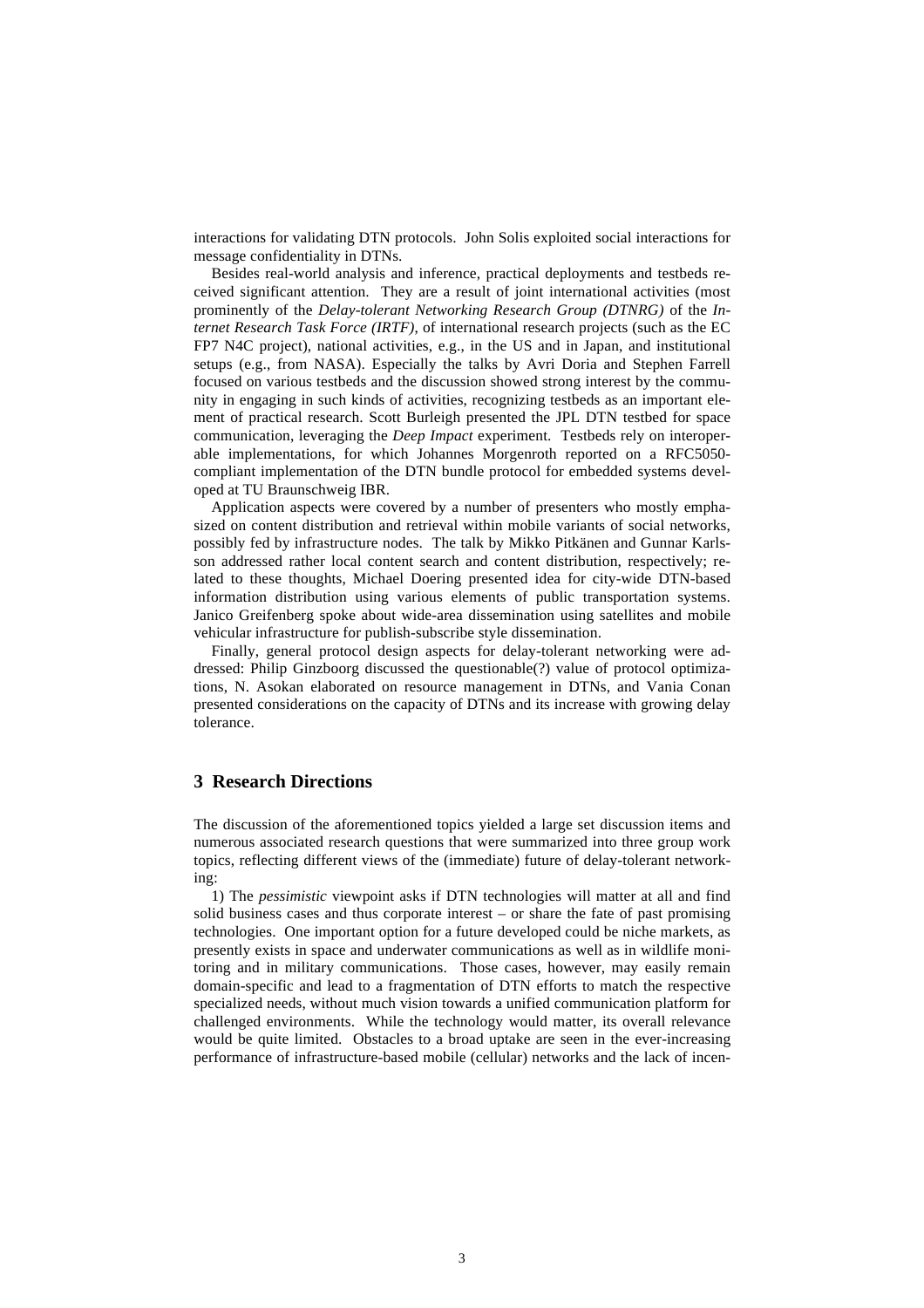interactions for validating DTN protocols. John Solis exploited social interactions for message confidentiality in DTNs.

Besides real-world analysis and inference, practical deployments and testbeds received significant attention. They are a result of joint international activities (most prominently of the *Delay-tolerant Networking Research Group (DTNRG)* of the *Internet Research Task Force (IRTF)*, of international research projects (such as the EC FP7 N4C project), national activities, e.g., in the US and in Japan, and institutional setups (e.g., from NASA). Especially the talks by Avri Doria and Stephen Farrell focused on various testbeds and the discussion showed strong interest by the community in engaging in such kinds of activities, recognizing testbeds as an important element of practical research. Scott Burleigh presented the JPL DTN testbed for space communication, leveraging the *Deep Impact* experiment. Testbeds rely on interoperable implementations, for which Johannes Morgenroth reported on a RFC5050-compliant implementation of the DTN bundle protocol for embedded systems developed at TU Braunschweig IBR.

Application aspects were covered by a number of presenters who mostly emphasized on content distribution and retrieval within mobile variants of social networks, possibly fed by infrastructure nodes. The talk by Mikko Pitkänen and Gunnar Karlsson addressed rather local content search and content distribution, respectively; related to these thoughts, Michael Doering presented idea for city-wide DTN-based information distribution using various elements of public transportation systems. Janico Greifenberg spoke about wide-area dissemination using satellites and mobile vehicular infrastructure for publish-subscribe style dissemination.

Finally, general protocol design aspects for delay-tolerant networking were addressed: Philip Ginzboorg discussed the questionable(?) value of protocol optimizations, N. Asokan elaborated on resource management in DTNs, and Vania Conan presented considerations on the capacity of DTNs and its increase with growing delay tolerance.

## 3 Research Directions

The discussion of the aforementioned topics yielded a large set discussion items and numerous associated research questions that were summarized into three group work topics, reflecting different views of the (immediate) future of delay-tolerant networking:

1) The *pessimistic* viewpoint asks if DTN technologies will matter at all and find solid business cases and thus corporate interest – or share the fate of past promising technologies. One important option for a future developed could be niche markets, as presently exists in space and underwater communications as well as in wildlife monitoring and in military communications. Those cases, however, may easily remain domain-specific and lead to a fragmentation of DTN efforts to match the respective specialized needs, without much vision towards a unified communication platform for challenged environments. While the technology would matter, its overall relevance would be quite limited. Obstacles to a broad uptake are seen in the ever-increasing performance of infrastructure-based mobile (cellular) networks and the lack of incen-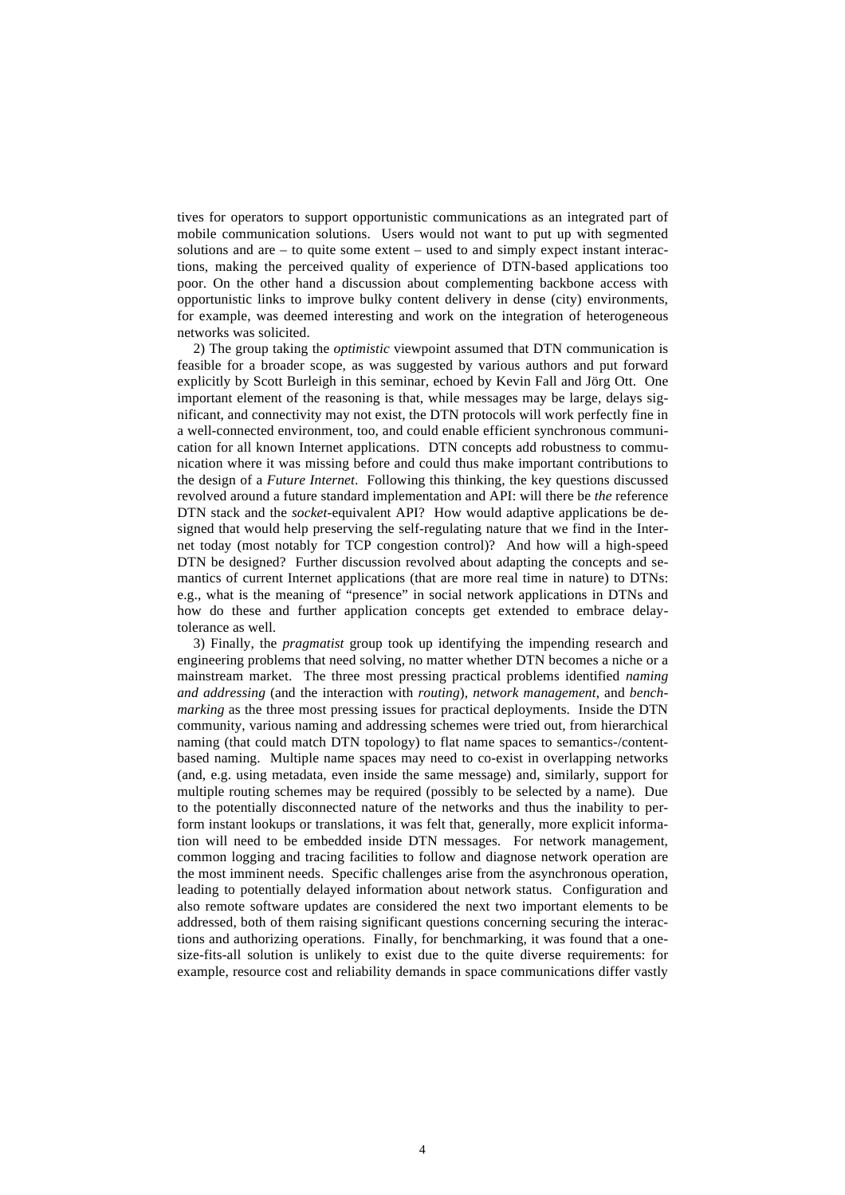tives for operators to support opportunistic communications as an integrated part of mobile communication solutions. Users would not want to put up with segmented solutions and are – to quite some extent – used to and simply expect instant interactions, making the perceived quality of experience of DTN-based applications too poor. On the other hand a discussion about complementing backbone access with opportunistic links to improve bulky content delivery in dense (city) environments, for example, was deemed interesting and work on the integration of heterogeneous networks was solicited.

2) The group taking the *optimistic* viewpoint assumed that DTN communication is feasible for a broader scope, as was suggested by various authors and put forward explicitly by Scott Burleigh in this seminar, echoed by Kevin Fall and Jörg Ott. One important element of the reasoning is that, while messages may be large, delays significant, and connectivity may not exist, the DTN protocols will work perfectly fine in a well-connected environment, too, and could enable efficient synchronous communication for all known Internet applications. DTN concepts add robustness to communication where it was missing before and could thus make important contributions to the design of a *Future Internet*. Following this thinking, the key questions discussed revolved around a future standard implementation and API: will there be *the* reference DTN stack and the *socket*-equivalent API? How would adaptive applications be designed that would help preserving the self-regulating nature that we find in the Internet today (most notably for TCP congestion control)? And how will a high-speed DTN be designed? Further discussion revolved about adapting the concepts and semantics of current Internet applications (that are more real time in nature) to DTNs: e.g., what is the meaning of "presence" in social network applications in DTNs and how do these and further application concepts get extended to embrace delay-tolerance as well.

3) Finally, the *pragmatist* group took up identifying the impending research and engineering problems that need solving, no matter whether DTN becomes a niche or a mainstream market. The three most pressing practical problems identified *naming and addressing* (and the interaction with *routing*), *network management*, and *benchmarking* as the three most pressing issues for practical deployments. Inside the DTN community, various naming and addressing schemes were tried out, from hierarchical naming (that could match DTN topology) to flat name spaces to semantics-/content-based naming. Multiple name spaces may need to co-exist in overlapping networks (and, e.g. using metadata, even inside the same message) and, similarly, support for multiple routing schemes may be required (possibly to be selected by a name). Due to the potentially disconnected nature of the networks and thus the inability to perform instant lookups or translations, it was felt that, generally, more explicit information will need to be embedded inside DTN messages. For network management, common logging and tracing facilities to follow and diagnose network operation are the most imminent needs. Specific challenges arise from the asynchronous operation, leading to potentially delayed information about network status. Configuration and also remote software updates are considered the next two important elements to be addressed, both of them raising significant questions concerning securing the interactions and authorizing operations. Finally, for benchmarking, it was found that a one-size-fits-all solution is unlikely to exist due to the quite diverse requirements: for example, resource cost and reliability demands in space communications differ vastly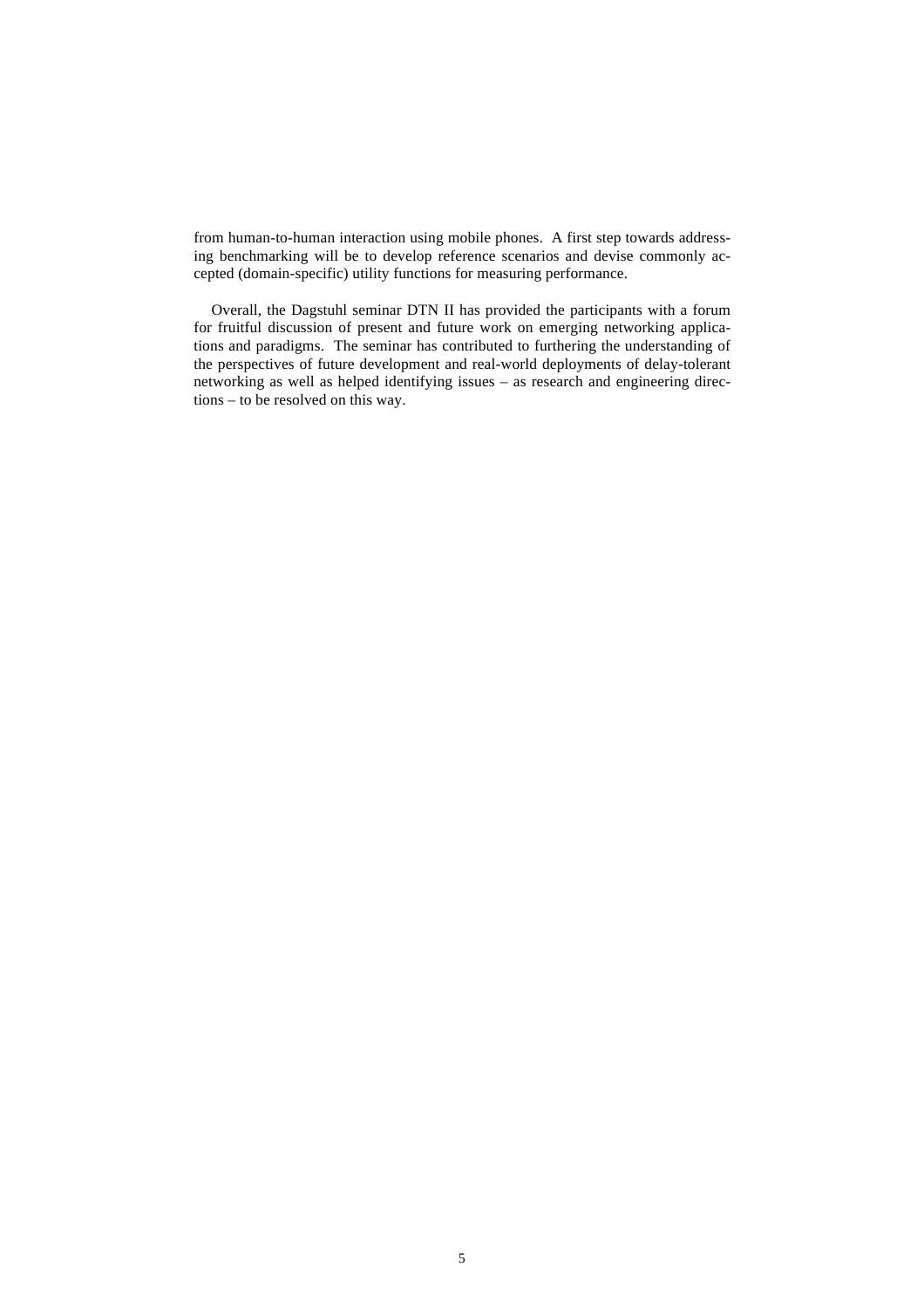from human-to-human interaction using mobile phones. A first step towards addressing benchmarking will be to develop reference scenarios and devise commonly accepted (domain-specific) utility functions for measuring performance.

Overall, the Dagstuhl seminar DTN II has provided the participants with a forum for fruitful discussion of present and future work on emerging networking applications and paradigms. The seminar has contributed to furthering the understanding of the perspectives of future development and real-world deployments of delay-tolerant networking as well as helped identifying issues – as research and engineering directions – to be resolved on this way.